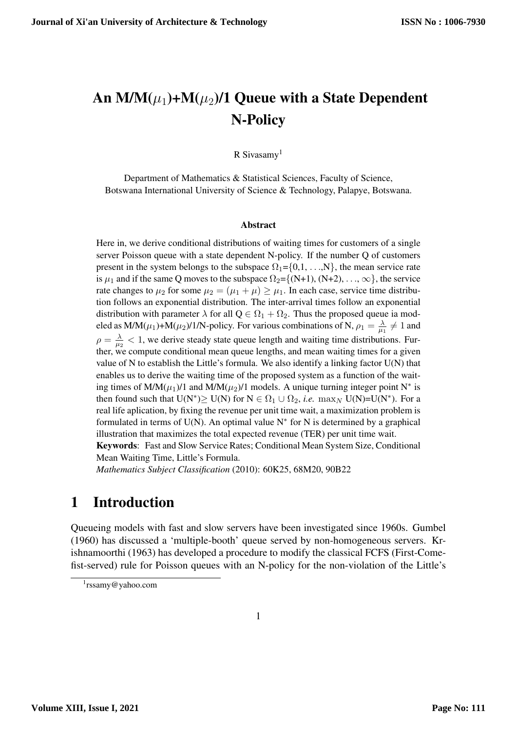# An M/M($\mu_1$)+M($\mu_2$)/1 Queue with a State Dependent N-Policy

R Sivasamy[1]

Department of Mathematics & Statistical Sciences, Faculty of Science,
Botswana International University of Science & Technology, Palapye, Botswana.

### Abstract

Here in, we derive conditional distributions of waiting times for customers of a single server Poisson queue with a state dependent N-policy. If the number Q of customers present in the system belongs to the subspace $\Omega_1$={0,1, . . .,N}, the mean service rate is $\mu_1$ and if the same Q moves to the subspace $\Omega_2$={(N+1), (N+2), . . ., $\infty$}, the service rate changes to $\mu_2$ for some $\mu_2 = (\mu_1 + \mu) \geq \mu_1$. In each case, service time distribution follows an exponential distribution. The inter-arrival times follow an exponential distribution with parameter $\lambda$ for all Q $\in \Omega_1 + \Omega_2$. Thus the proposed queue ia modeled as M/M($\mu_1$)+M($\mu_2$)/1/N-policy. For various combinations of N, $\rho_1 = \frac{\lambda}{\mu_1} \neq 1$ and $\rho = \frac{\lambda}{\mu_2} < 1$, we derive steady state queue length and waiting time distributions. Further, we compute conditional mean queue lengths, and mean waiting times for a given value of N to establish the Little's formula. We also identify a linking factor U(N) that enables us to derive the waiting time of the proposed system as a function of the waiting times of M/M($\mu_1$)/1 and M/M($\mu_2$)/1 models. A unique turning integer point N$^*$ is then found such that U(N$^*$)$\geq$ U(N) for N $\in \Omega_1 \cup \Omega_2$, *i.e.* $\max_N$ U(N)=U(N$^*$). For a real life aplication, by fixing the revenue per unit time wait, a maximization problem is formulated in terms of U(N). An optimal value N$^*$ for N is determined by a graphical illustration that maximizes the total expected revenue (TER) per unit time wait.

**Keywords**: Fast and Slow Service Rates; Conditional Mean System Size, Conditional Mean Waiting Time, Little's Formula.

*Mathematics Subject Classification* (2010): 60K25, 68M20, 90B22

# 1 Introduction

Queueing models with fast and slow servers have been investigated since 1960s. Gumbel (1960) has discussed a 'multiple-booth' queue served by non-homogeneous servers. Krishnamoorthi (1963) has developed a procedure to modify the classical FCFS (First-Come-fist-served) rule for Poisson queues with an N-policy for the non-violation of the Little's

[1] rssamy@yahoo.com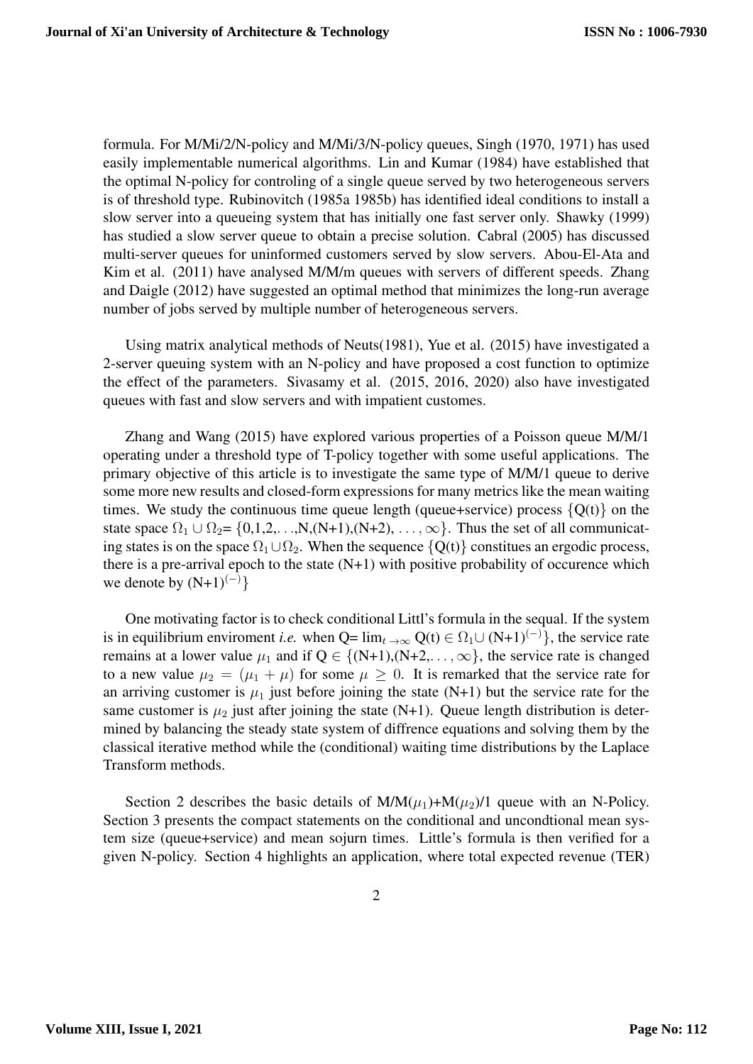formula. For M/Mi/2/N-policy and M/Mi/3/N-policy queues, Singh (1970, 1971) has used easily implementable numerical algorithms. Lin and Kumar (1984) have established that the optimal N-policy for controling of a single queue served by two heterogeneous servers is of threshold type. Rubinovitch (1985a 1985b) has identified ideal conditions to install a slow server into a queueing system that has initially one fast server only. Shawky (1999) has studied a slow server queue to obtain a precise solution. Cabral (2005) has discussed multi-server queues for uninformed customers served by slow servers. Abou-El-Ata and Kim et al. (2011) have analysed M/M/m queues with servers of different speeds. Zhang and Daigle (2012) have suggested an optimal method that minimizes the long-run average number of jobs served by multiple number of heterogeneous servers.

Using matrix analytical methods of Neuts(1981), Yue et al. (2015) have investigated a 2-server queuing system with an N-policy and have proposed a cost function to optimize the effect of the parameters. Sivasamy et al. (2015, 2016, 2020) also have investigated queues with fast and slow servers and with impatient customes.

Zhang and Wang (2015) have explored various properties of a Poisson queue M/M/1 operating under a threshold type of T-policy together with some useful applications. The primary objective of this article is to investigate the same type of M/M/1 queue to derive some more new results and closed-form expressions for many metrics like the mean waiting times. We study the continuous time queue length (queue+service) process $\{Q(t)\}$ on the state space $\Omega_1 \cup \Omega_2 = \{0,1,2,\ldots,N,(N+1),(N+2),\ldots,\infty\}$. Thus the set of all communicating states is on the space $\Omega_1 \cup \Omega_2$. When the sequence $\{Q(t)\}$ constitues an ergodic process, there is a pre-arrival epoch to the state (N+1) with positive probability of occurence which we denote by $(N+1)^{(-)}\}$

One motivating factor is to check conditional Littl's formula in the sequal. If the system is in equilibrium enviroment *i.e.* when $Q = \lim_{t \to \infty} Q(t) \in \Omega_1 \cup (N+1)^{(-)}\}$, the service rate remains at a lower value $\mu_1$ and if $Q \in \{(N+1),(N+2,\ldots,\infty\}$, the service rate is changed to a new value $\mu_2 = (\mu_1 + \mu)$ for some $\mu \geq 0$. It is remarked that the service rate for an arriving customer is $\mu_1$ just before joining the state (N+1) but the service rate for the same customer is $\mu_2$ just after joining the state (N+1). Queue length distribution is determined by balancing the steady state system of diffrence equations and solving them by the classical iterative method while the (conditional) waiting time distributions by the Laplace Transform methods.

Section 2 describes the basic details of M/M($\mu_1$)+M($\mu_2$)/1 queue with an N-Policy. Section 3 presents the compact statements on the conditional and uncondtional mean system size (queue+service) and mean sojurn times. Little's formula is then verified for a given N-policy. Section 4 highlights an application, where total expected revenue (TER)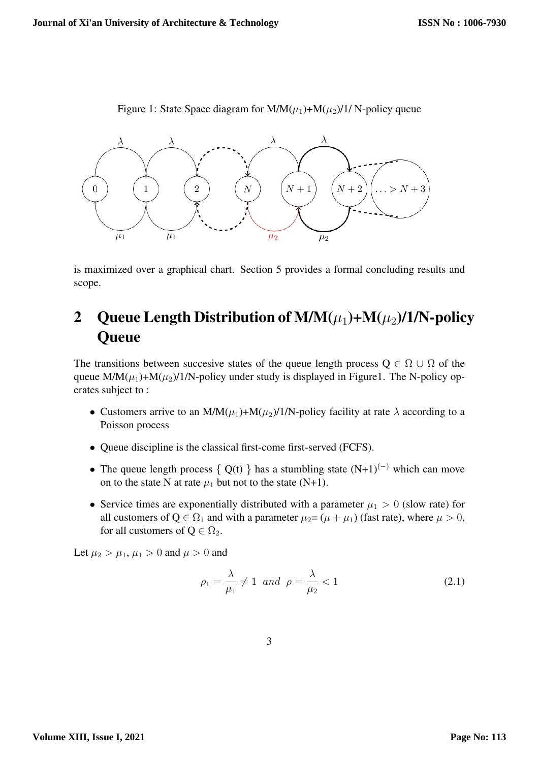Figure 1: State Space diagram for M/M($\mu_1$)+M($\mu_2$)/1/ N-policy queue

is maximized over a graphical chart. Section 5 provides a formal concluding results and scope.

# 2 Queue Length Distribution of M/M($\mu_1$)+M($\mu_2$)/1/N-policy Queue

The transitions between succesive states of the queue length process Q $\in \Omega \cup \Omega$ of the queue M/M($\mu_1$)+M($\mu_2$)/1/N-policy under study is displayed in Figure1. The N-policy operates subject to :

- Customers arrive to an M/M($\mu_1$)+M($\mu_2$)/1/N-policy facility at rate $\lambda$ according to a Poisson process
- Queue discipline is the classical first-come first-served (FCFS).
- The queue length process { Q(t) } has a stumbling state (N+1)$^{(-)}$ which can move on to the state N at rate $\mu_1$ but not to the state (N+1).
- Service times are exponentially distributed with a parameter $\mu_1 > 0$ (slow rate) for all customers of Q $\in \Omega_1$ and with a parameter $\mu_2$= ($\mu + \mu_1$) (fast rate), where $\mu > 0$, for all customers of Q $\in \Omega_2$.

Let $\mu_2 > \mu_1$, $\mu_1 > 0$ and $\mu > 0$ and

$$\rho_1 = \frac{\lambda}{\mu_1} \neq 1 \ \ and \ \ \rho = \frac{\lambda}{\mu_2} < 1 \tag{2.1}$$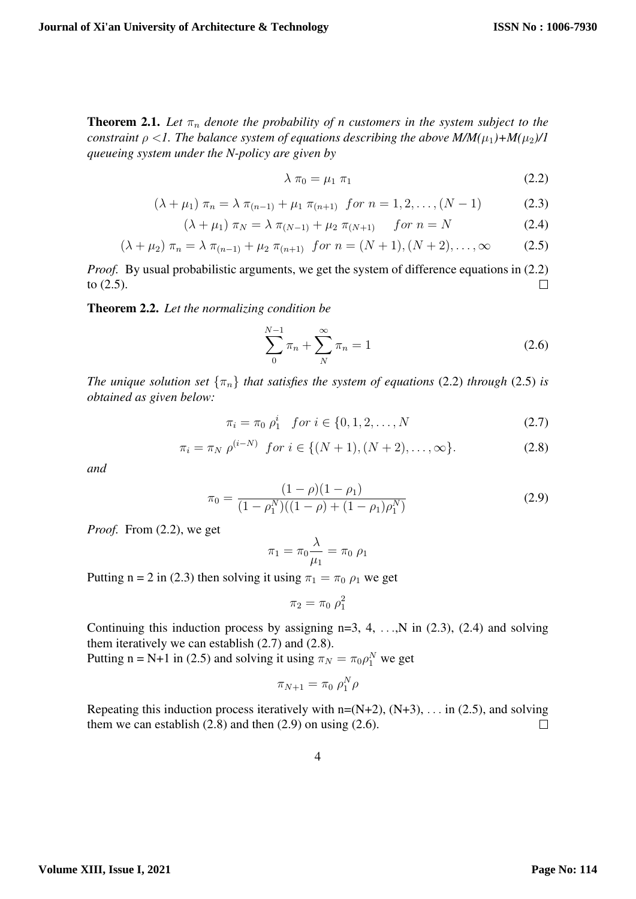**Theorem 2.1.** *Let $\pi_n$ denote the probability of n customers in the system subject to the constraint $\rho$ <1. The balance system of equations describing the above M/M($\mu_1$)+M($\mu_2$)/1 queueing system under the N-policy are given by*

$$\lambda \; \pi_0 = \mu_1 \; \pi_1 \tag{2.2}$$

$$(\lambda + \mu_1) \; \pi_n = \lambda \; \pi_{(n-1)} + \mu_1 \; \pi_{(n+1)} \;\; for \; n = 1, 2, \ldots, (N-1) \tag{2.3}$$

$$(\lambda + \mu_1) \; \pi_N = \lambda \; \pi_{(N-1)} + \mu_2 \; \pi_{(N+1)} \quad\; for \; n = N \tag{2.4}$$

$$(\lambda + \mu_2) \; \pi_n = \lambda \; \pi_{(n-1)} + \mu_2 \; \pi_{(n+1)} \;\; for \; n = (N+1), (N+2), \ldots, \infty \tag{2.5}$$

*Proof.* By usual probabilistic arguments, we get the system of difference equations in (2.2) to (2.5). □

**Theorem 2.2.** *Let the normalizing condition be*

$$\sum_{0}^{N-1} \pi_n + \sum_{N}^{\infty} \pi_n = 1 \tag{2.6}$$

*The unique solution set $\{\pi_n\}$ that satisfies the system of equations* (2.2) *through* (2.5) *is obtained as given below:*

$$\pi_i = \pi_0 \; \rho_1^i \quad for \; i \in \{0, 1, 2, \ldots, N \tag{2.7}$$

$$\pi_i = \pi_N \; \rho^{(i-N)} \;\; for \; i \in \{(N+1), (N+2), \ldots, \infty\}. \tag{2.8}$$

*and*

$$\pi_0 = \frac{(1-\rho)(1-\rho_1)}{(1-\rho_1^N)((1-\rho) + (1-\rho_1)\rho_1^N)} \tag{2.9}$$

*Proof.* From (2.2), we get

$$\pi_1 = \pi_0 \frac{\lambda}{\mu_1} = \pi_0 \; \rho_1$$

Putting n = 2 in (2.3) then solving it using $\pi_1 = \pi_0 \; \rho_1$ we get

$$\pi_2 = \pi_0 \; \rho_1^2$$

Continuing this induction process by assigning n=3, 4, ...,N in (2.3), (2.4) and solving them iteratively we can establish (2.7) and (2.8).
Putting n = N+1 in (2.5) and solving it using $\pi_N = \pi_0 \rho_1^N$ we get

$$\pi_{N+1} = \pi_0 \; \rho_1^N \rho$$

Repeating this induction process iteratively with n=(N+2), (N+3), ... in (2.5), and solving them we can establish (2.8) and then (2.9) on using (2.6). □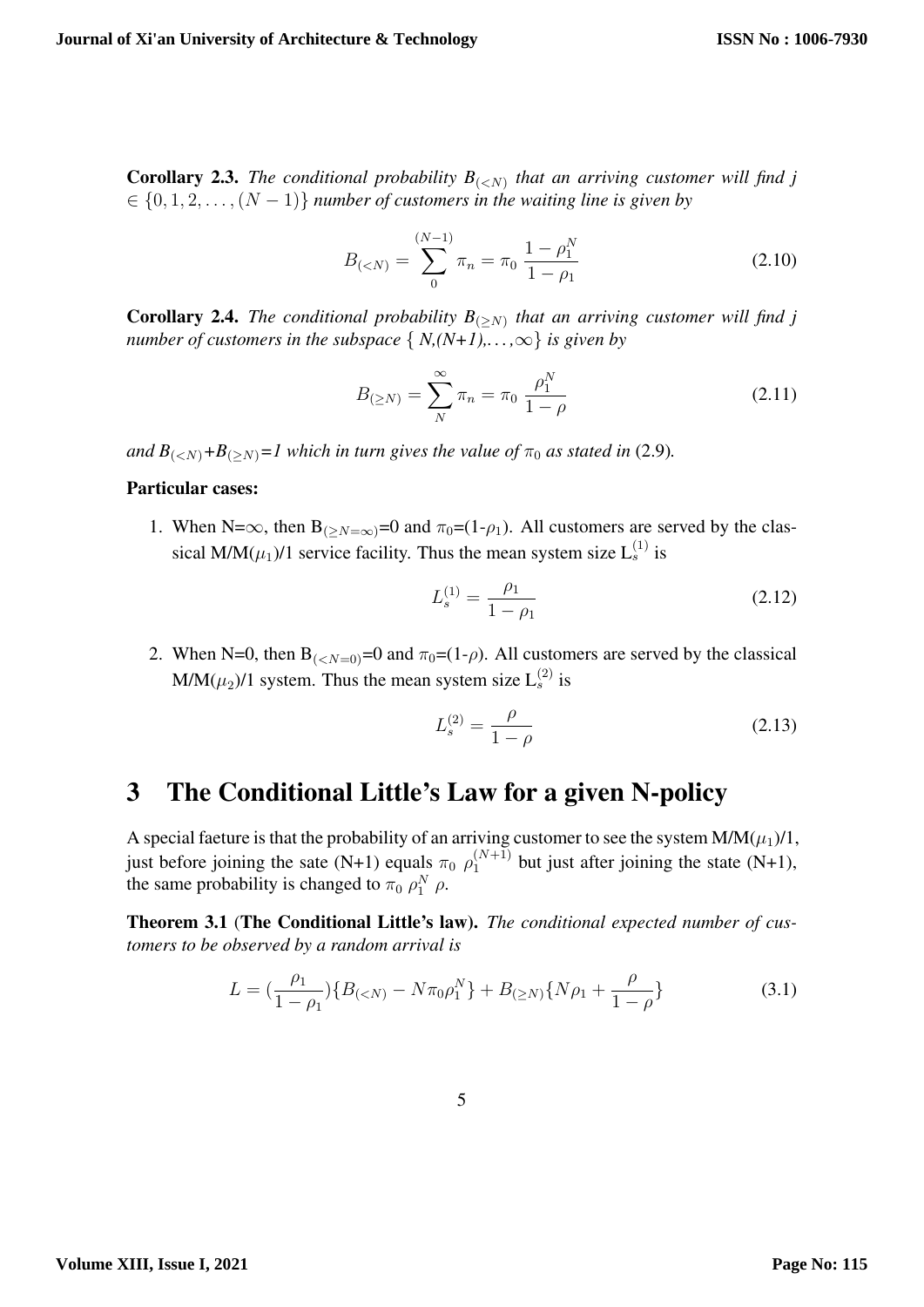**Corollary 2.3.** *The conditional probability $B_{(<N)}$ that an arriving customer will find j $\in \{0, 1, 2, \ldots, (N-1)\}$ number of customers in the waiting line is given by*

$$B_{(<N)} = \sum_{0}^{(N-1)} \pi_n = \pi_0 \, \frac{1-\rho_1^N}{1-\rho_1} \tag{2.10}$$

**Corollary 2.4.** *The conditional probability $B_{(\geq N)}$ that an arriving customer will find j number of customers in the subspace $\{$ N,(N+1),$\ldots$,$\infty\}$ is given by*

$$B_{(\geq N)} = \sum_{N}^{\infty} \pi_n = \pi_0 \, \frac{\rho_1^N}{1-\rho} \tag{2.11}$$

*and $B_{(<N)}$+$B_{(\geq N)}$=1 which in turn gives the value of $\pi_0$ as stated in* (2.9)*.*

**Particular cases:**

1. When N=$\infty$, then $B_{(\geq N=\infty)}$=0 and $\pi_0$=(1-$\rho_1$). All customers are served by the classical M/M($\mu_1$)/1 service facility. Thus the mean system size $L_s^{(1)}$ is

$$L_s^{(1)} = \frac{\rho_1}{1-\rho_1} \tag{2.12}$$

2. When N=0, then $B_{(<N=0)}$=0 and $\pi_0$=(1-$\rho$). All customers are served by the classical M/M($\mu_2$)/1 system. Thus the mean system size $L_s^{(2)}$ is

$$L_s^{(2)} = \frac{\rho}{1-\rho} \tag{2.13}$$

# 3 The Conditional Little's Law for a given N-policy

A special faeture is that the probability of an arriving customer to see the system M/M($\mu_1$)/1, just before joining the sate (N+1) equals $\pi_0 \; \rho_1^{(N+1)}$ but just after joining the state (N+1), the same probability is changed to $\pi_0 \; \rho_1^N \; \rho$.

**Theorem 3.1** (**The Conditional Little's law**)**.** *The conditional expected number of customers to be observed by a random arrival is*

$$L = (\frac{\rho_1}{1-\rho_1})\{B_{(<N)} - N\pi_0\rho_1^N\} + B_{(\geq N)}\{N\rho_1 + \frac{\rho}{1-\rho}\} \tag{3.1}$$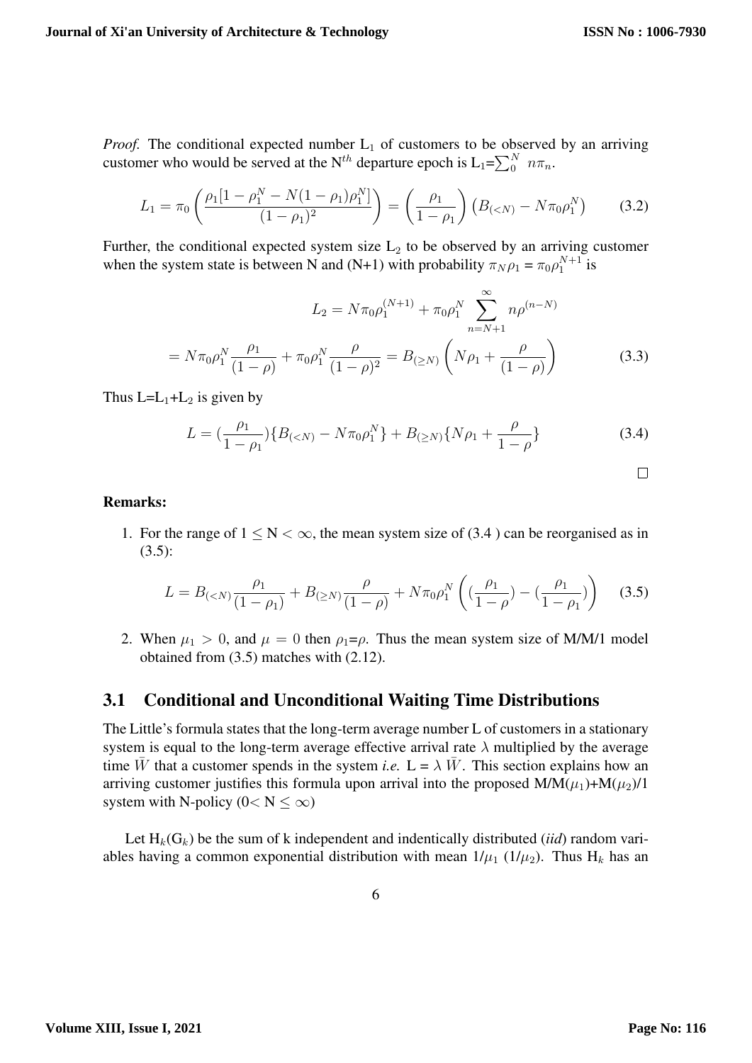*Proof.* The conditional expected number $L_1$ of customers to be observed by an arriving customer who would be served at the $N^{th}$ departure epoch is $L_1 = \sum_0^N n\pi_n$.

$$L_1 = \pi_0 \left( \frac{\rho_1[1 - \rho_1^N - N(1-\rho_1)\rho_1^N]}{(1-\rho_1)^2} \right) = \left( \frac{\rho_1}{1-\rho_1} \right) \left( B_{(<N)} - N\pi_0\rho_1^N \right) \tag{3.2}$$

Further, the conditional expected system size $L_2$ to be observed by an arriving customer when the system state is between N and (N+1) with probability $\pi_N\rho_1 = \pi_0\rho_1^{N+1}$ is

$$L_2 = N\pi_0\rho_1^{(N+1)} + \pi_0\rho_1^N \sum_{n=N+1}^{\infty} n\rho^{(n-N)}$$

$$= N\pi_0\rho_1^N \frac{\rho_1}{(1-\rho)} + \pi_0\rho_1^N \frac{\rho}{(1-\rho)^2} = B_{(\geq N)} \left( N\rho_1 + \frac{\rho}{(1-\rho)} \right) \tag{3.3}$$

Thus $L = L_1 + L_2$ is given by

$$L = (\frac{\rho_1}{1-\rho_1})\{B_{(<N)} - N\pi_0\rho_1^N\} + B_{(\geq N)}\{N\rho_1 + \frac{\rho}{1-\rho}\} \tag{3.4}$$

□

**Remarks:**

1. For the range of $1 \leq N < \infty$, the mean system size of (3.4 ) can be reorganised as in (3.5):

$$L = B_{(<N)} \frac{\rho_1}{(1-\rho_1)} + B_{(\geq N)} \frac{\rho}{(1-\rho)} + N\pi_0\rho_1^N \left( (\frac{\rho_1}{1-\rho}) - (\frac{\rho_1}{1-\rho_1}) \right) \tag{3.5}$$

2. When $\mu_1 > 0$, and $\mu = 0$ then $\rho_1 = \rho$. Thus the mean system size of M/M/1 model obtained from (3.5) matches with (2.12).

## 3.1 Conditional and Unconditional Waiting Time Distributions

The Little's formula states that the long-term average number L of customers in a stationary system is equal to the long-term average effective arrival rate $\lambda$ multiplied by the average time $\bar{W}$ that a customer spends in the system *i.e.* $L = \lambda \bar{W}$. This section explains how an arriving customer justifies this formula upon arrival into the proposed M/M($\mu_1$)+M($\mu_2$)/1 system with N-policy ($0 < N \leq \infty$)

Let $H_k(G_k)$ be the sum of k independent and indentically distributed (*iid*) random variables having a common exponential distribution with mean $1/\mu_1$ ($1/\mu_2$). Thus $H_k$ has an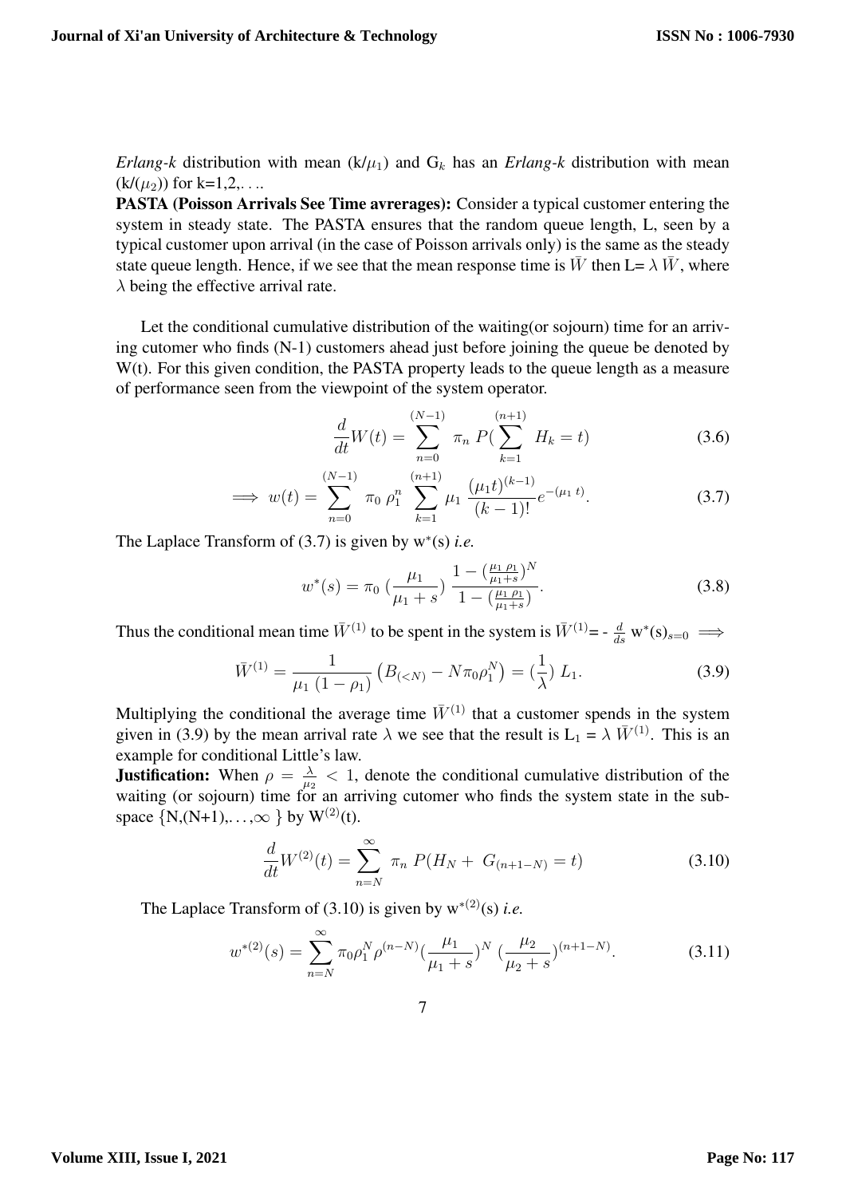*Erlang-k* distribution with mean (k/$\mu_1$) and $G_k$ has an *Erlang-k* distribution with mean (k/($\mu_2$)) for k=1,2,. . ..

**PASTA (Poisson Arrivals See Time avrerages):** Consider a typical customer entering the system in steady state. The PASTA ensures that the random queue length, L, seen by a typical customer upon arrival (in the case of Poisson arrivals only) is the same as the steady state queue length. Hence, if we see that the mean response time is $\bar{W}$ then L= $\lambda\,\bar{W}$, where $\lambda$ being the effective arrival rate.

Let the conditional cumulative distribution of the waiting(or sojourn) time for an arriving cutomer who finds (N-1) customers ahead just before joining the queue be denoted by W(t). For this given condition, the PASTA property leads to the queue length as a measure of performance seen from the viewpoint of the system operator.

$$\frac{d}{dt}W(t) = \sum_{n=0}^{(N-1)} \; \pi_n \; P(\sum_{k=1}^{(n+1)} \; H_k = t) \tag{3.6}$$

$$\implies w(t) = \sum_{n=0}^{(N-1)} \; \pi_0 \; \rho_1^n \; \sum_{k=1}^{(n+1)} \mu_1 \; \frac{(\mu_1 t)^{(k-1)}}{(k-1)!} e^{-(\mu_1 \; t)}. \tag{3.7}$$

The Laplace Transform of (3.7) is given by $w^*(s)$ *i.e.*

$$w^*(s) = \pi_0 \; (\frac{\mu_1}{\mu_1 + s}) \; \frac{1 - (\frac{\mu_1 \; \rho_1}{\mu_1 + s})^N}{1 - (\frac{\mu_1 \; \rho_1}{\mu_1 + s})}. \tag{3.8}$$

Thus the conditional mean time $\bar{W}^{(1)}$ to be spent in the system is $\bar{W}^{(1)}$= - $\frac{d}{ds}$ $w^*(s)_{s=0}$ $\implies$

$$\bar{W}^{(1)} = \frac{1}{\mu_1 \; (1 - \rho_1)} \left( B_{(<N)} - N\pi_0 \rho_1^N \right) = (\frac{1}{\lambda}) \; L_1. \tag{3.9}$$

Multiplying the conditional the average time $\bar{W}^{(1)}$ that a customer spends in the system given in (3.9) by the mean arrival rate $\lambda$ we see that the result is $L_1 = \lambda \; \bar{W}^{(1)}$. This is an example for conditional Little's law.

**Justification:** When $\rho = \frac{\lambda}{\mu_2} < 1$, denote the conditional cumulative distribution of the waiting (or sojourn) time for an arriving cutomer who finds the system state in the subspace $\{N,(N+1),\ldots,\infty\}$ by $W^{(2)}(t)$.

$$\frac{d}{dt}W^{(2)}(t) = \sum_{n=N}^{\infty} \; \pi_n \; P(H_N + \; G_{(n+1-N)} = t) \tag{3.10}$$

The Laplace Transform of (3.10) is given by $w^{*(2)}(s)$ *i.e.*

$$w^{*(2)}(s) = \sum_{n=N}^{\infty} \pi_0 \rho_1^N \rho^{(n-N)} (\frac{\mu_1}{\mu_1 + s})^N \; (\frac{\mu_2}{\mu_2 + s})^{(n+1-N)}. \tag{3.11}$$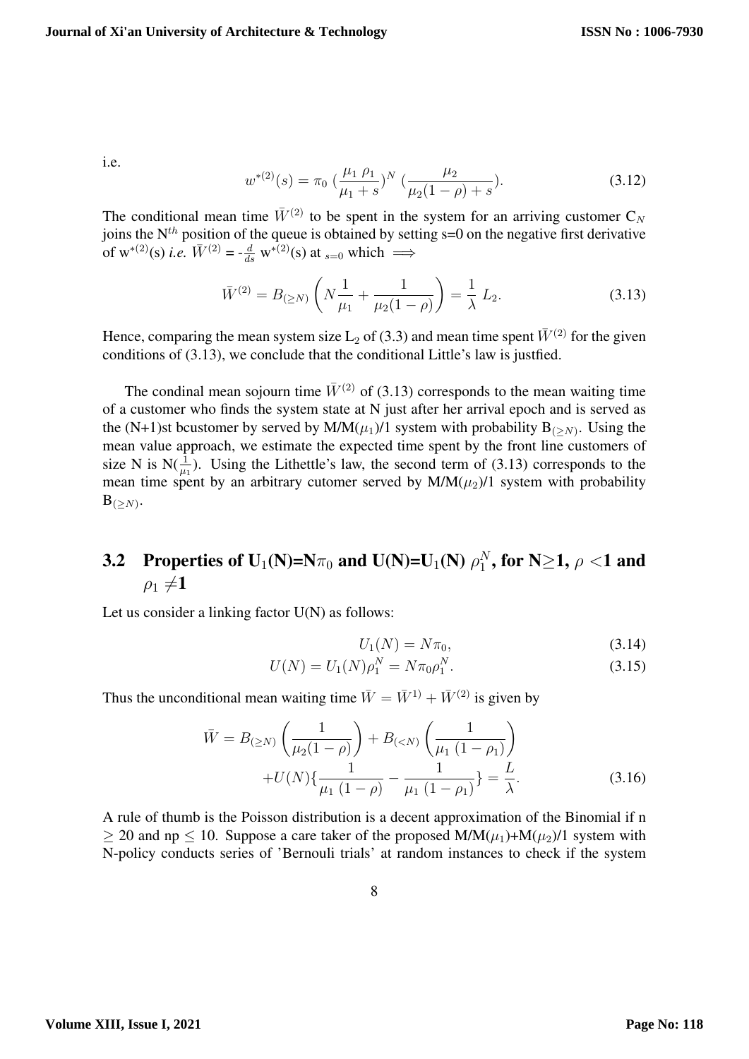i.e.

$$w^{*(2)}(s) = \pi_0 \; (\frac{\mu_1 \; \rho_1}{\mu_1 + s})^N \; (\frac{\mu_2}{\mu_2(1-\rho) + s}). \tag{3.12}$$

The conditional mean time $\bar{W}^{(2)}$ to be spent in the system for an arriving customer $C_N$ joins the $N^{th}$ position of the queue is obtained by setting s=0 on the negative first derivative of $w^{*(2)}(s)$ *i.e.* $\bar{W}^{(2)} = -\frac{d}{ds} w^{*(2)}(s)$ at $_{s=0}$ which $\Longrightarrow$

$$\bar{W}^{(2)} = B_{(\geq N)} \left( N \frac{1}{\mu_1} + \frac{1}{\mu_2(1-\rho)} \right) = \frac{1}{\lambda} \; L_2. \tag{3.13}$$

Hence, comparing the mean system size $L_2$ of (3.3) and mean time spent $\bar{W}^{(2)}$ for the given conditions of (3.13), we conclude that the conditional Little's law is justfied.

The condinal mean sojourn time $\bar{W}^{(2)}$ of (3.13) corresponds to the mean waiting time of a customer who finds the system state at N just after her arrival epoch and is served as the (N+1)st bcustomer by served by M/M($\mu_1$)/1 system with probability $B_{(\geq N)}$. Using the mean value approach, we estimate the expected time spent by the front line customers of size N is N($\frac{1}{\mu_1}$). Using the Lithettle's law, the second term of (3.13) corresponds to the mean time spent by an arbitrary cutomer served by M/M($\mu_2$)/1 system with probability $B_{(\geq N)}$.

## 3.2 Properties of $U_1$(N)=N$\pi_0$ and U(N)=$U_1$(N) $\rho_1^N$, for N≥1, $\rho$ <1 and $\rho_1 \neq$1

Let us consider a linking factor U(N) as follows:

$$U_1(N) = N\pi_0, \tag{3.14}$$

$$U(N) = U_1(N)\rho_1^N = N\pi_0\rho_1^N. \tag{3.15}$$

Thus the unconditional mean waiting time $\bar{W} = \bar{W}^{1)} + \bar{W}^{(2)}$ is given by

$$\bar{W} = B_{(\geq N)} \left( \frac{1}{\mu_2(1-\rho)} \right) + B_{(<N)} \left( \frac{1}{\mu_1 \; (1-\rho_1)} \right) + U(N)\{\frac{1}{\mu_1 \; (1-\rho)} - \frac{1}{\mu_1 \; (1-\rho_1)}\} = \frac{L}{\lambda}. \tag{3.16}$$

A rule of thumb is the Poisson distribution is a decent approximation of the Binomial if n $\geq$ 20 and np $\leq$ 10. Suppose a care taker of the proposed M/M($\mu_1$)+M($\mu_2$)/1 system with N-policy conducts series of 'Bernouli trials' at random instances to check if the system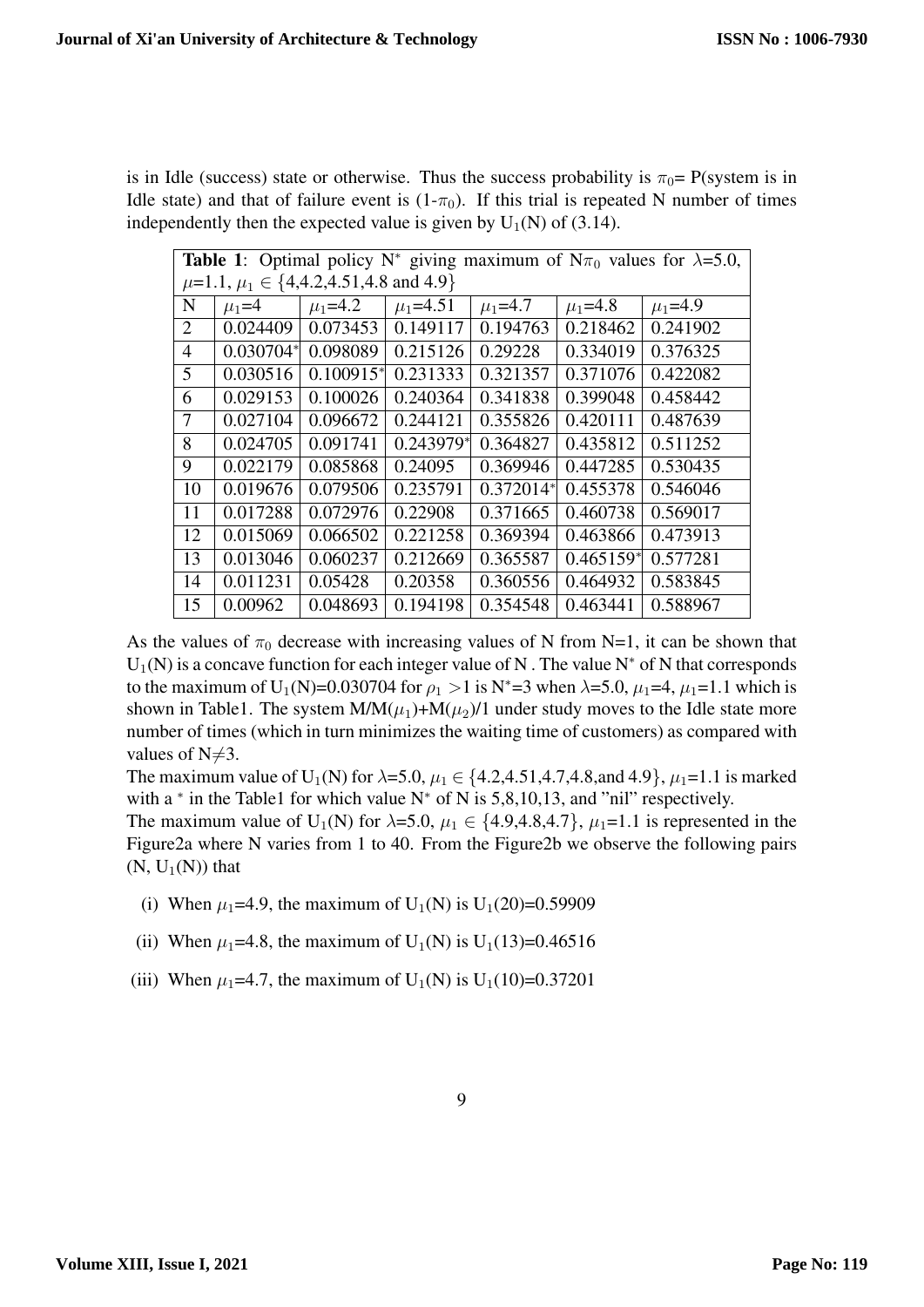is in Idle (success) state or otherwise. Thus the success probability is $\pi_0$= P(system is in Idle state) and that of failure event is (1-$\pi_0$). If this trial is repeated N number of times independently then the expected value is given by $U_1$(N) of (3.14).

**Table 1**: Optimal policy $N^*$ giving maximum of $N\pi_0$ values for $\lambda$=5.0, $\mu$=1.1, $\mu_1 \in$ {4,4.2,4.51,4.8 and 4.9}

| N | $\mu_1$=4 | $\mu_1$=4.2 | $\mu_1$=4.51 | $\mu_1$=4.7 | $\mu_1$=4.8 | $\mu_1$=4.9 |
|---|---|---|---|---|---|---|
| 2 | 0.024409 | 0.073453 | 0.149117 | 0.194763 | 0.218462 | 0.241902 |
| 4 | 0.030704* | 0.098089 | 0.215126 | 0.29228 | 0.334019 | 0.376325 |
| 5 | 0.030516 | 0.100915* | 0.231333 | 0.321357 | 0.371076 | 0.422082 |
| 6 | 0.029153 | 0.100026 | 0.240364 | 0.341838 | 0.399048 | 0.458442 |
| 7 | 0.027104 | 0.096672 | 0.244121 | 0.355826 | 0.420111 | 0.487639 |
| 8 | 0.024705 | 0.091741 | 0.243979* | 0.364827 | 0.435812 | 0.511252 |
| 9 | 0.022179 | 0.085868 | 0.24095 | 0.369946 | 0.447285 | 0.530435 |
| 10 | 0.019676 | 0.079506 | 0.235791 | 0.372014* | 0.455378 | 0.546046 |
| 11 | 0.017288 | 0.072976 | 0.22908 | 0.371665 | 0.460738 | 0.569017 |
| 12 | 0.015069 | 0.066502 | 0.221258 | 0.369394 | 0.463866 | 0.473913 |
| 13 | 0.013046 | 0.060237 | 0.212669 | 0.365587 | 0.465159* | 0.577281 |
| 14 | 0.011231 | 0.05428 | 0.20358 | 0.360556 | 0.464932 | 0.583845 |
| 15 | 0.00962 | 0.048693 | 0.194198 | 0.354548 | 0.463441 | 0.588967 |

As the values of $\pi_0$ decrease with increasing values of N from N=1, it can be shown that $U_1$(N) is a concave function for each integer value of N . The value $N^*$ of N that corresponds to the maximum of $U_1$(N)=0.030704 for $\rho_1 > 1$ is $N^*$=3 when $\lambda$=5.0, $\mu_1$=4, $\mu_1$=1.1 which is shown in Table1. The system M/M($\mu_1$)+M($\mu_2$)/1 under study moves to the Idle state more number of times (which in turn minimizes the waiting time of customers) as compared with values of N$\neq$3.

The maximum value of $U_1$(N) for $\lambda$=5.0, $\mu_1 \in$ {4.2,4.51,4.7,4.8,and 4.9}, $\mu_1$=1.1 is marked with a * in the Table1 for which value $N^*$ of N is 5,8,10,13, and "nil" respectively.

The maximum value of $U_1$(N) for $\lambda$=5.0, $\mu_1 \in$ {4.9,4.8,4.7}, $\mu_1$=1.1 is represented in the Figure2a where N varies from 1 to 40. From the Figure2b we observe the following pairs (N, $U_1$(N)) that

(i) When $\mu_1$=4.9, the maximum of $U_1$(N) is $U_1$(20)=0.59909

(ii) When $\mu_1$=4.8, the maximum of $U_1$(N) is $U_1$(13)=0.46516

(iii) When $\mu_1$=4.7, the maximum of $U_1$(N) is $U_1$(10)=0.37201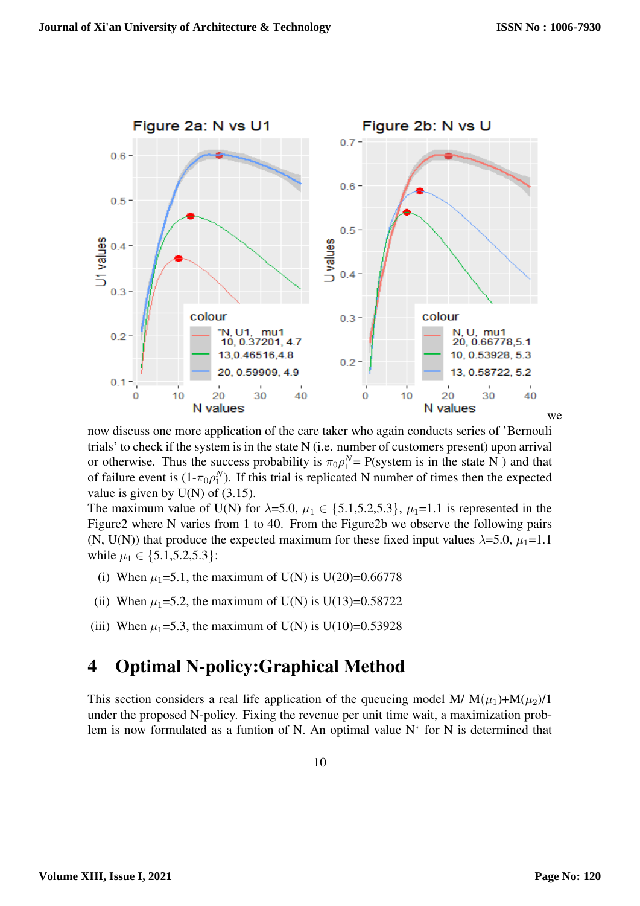we now discuss one more application of the care taker who again conducts series of 'Bernouli trials' to check if the system is in the state N (i.e. number of customers present) upon arrival or otherwise. Thus the success probability is $\pi_0\rho_1^N$= P(system is in the state N ) and that of failure event is (1-$\pi_0\rho_1^N$). If this trial is replicated N number of times then the expected value is given by U(N) of (3.15).

The maximum value of U(N) for $\lambda$=5.0, $\mu_1 \in \{5.1,5.2,5.3\}$, $\mu_1$=1.1 is represented in the Figure2 where N varies from 1 to 40. From the Figure2b we observe the following pairs (N, U(N)) that produce the expected maximum for these fixed input values $\lambda$=5.0, $\mu_1$=1.1 while $\mu_1 \in \{5.1,5.2,5.3\}$:

(i) When $\mu_1$=5.1, the maximum of U(N) is U(20)=0.66778

(ii) When $\mu_1$=5.2, the maximum of U(N) is U(13)=0.58722

(iii) When $\mu_1$=5.3, the maximum of U(N) is U(10)=0.53928

## 4 Optimal N-policy:Graphical Method

This section considers a real life application of the queueing model M/ M($\mu_1$)+M($\mu_2$)/1 under the proposed N-policy. Fixing the revenue per unit time wait, a maximization problem is now formulated as a funtion of N. An optimal value N* for N is determined that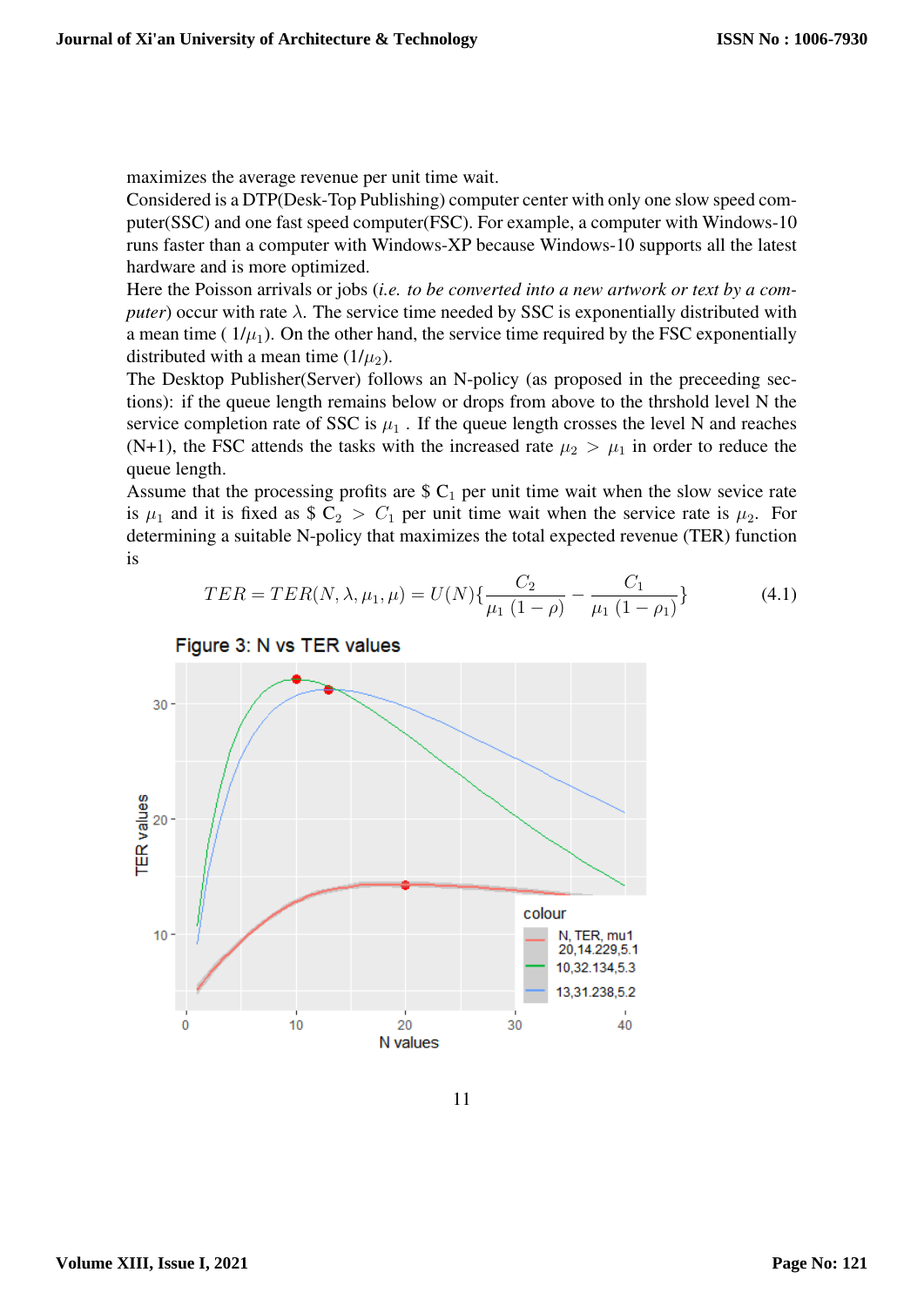maximizes the average revenue per unit time wait.

Considered is a DTP(Desk-Top Publishing) computer center with only one slow speed computer(SSC) and one fast speed computer(FSC). For example, a computer with Windows-10 runs faster than a computer with Windows-XP because Windows-10 supports all the latest hardware and is more optimized.

Here the Poisson arrivals or jobs (*i.e. to be converted into a new artwork or text by a computer*) occur with rate $\lambda$. The service time needed by SSC is exponentially distributed with a mean time ( $1/\mu_1$). On the other hand, the service time required by the FSC exponentially distributed with a mean time ($1/\mu_2$).

The Desktop Publisher(Server) follows an N-policy (as proposed in the preceeding sections): if the queue length remains below or drops from above to the thrshold level N the service completion rate of SSC is $\mu_1$ . If the queue length crosses the level N and reaches (N+1), the FSC attends the tasks with the increased rate $\mu_2 > \mu_1$ in order to reduce the queue length.

Assume that the processing profits are \$ $C_1$ per unit time wait when the slow sevice rate is $\mu_1$ and it is fixed as \$ $C_2 > C_1$ per unit time wait when the service rate is $\mu_2$. For determining a suitable N-policy that maximizes the total expected revenue (TER) function is

$$TER = TER(N, \lambda, \mu_1, \mu) = U(N)\{\frac{C_2}{\mu_1\ (1-\rho)} - \frac{C_1}{\mu_1\ (1-\rho_1)}\} \tag{4.1}$$

Figure 3: N vs TER values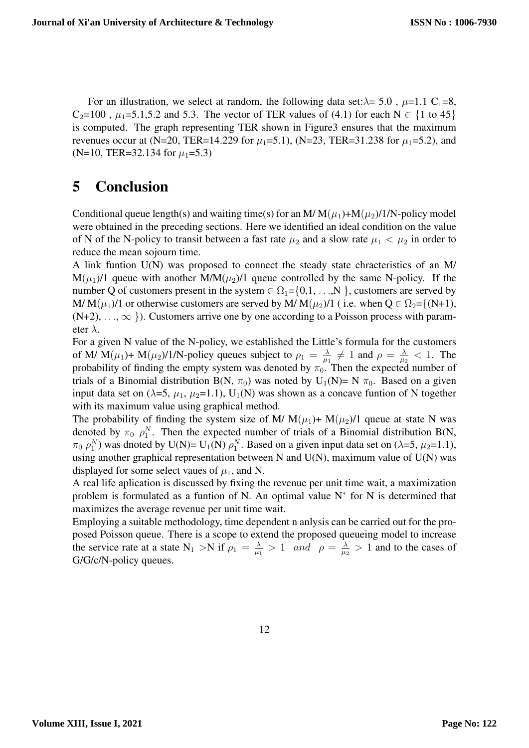For an illustration, we select at random, the following data set:$\lambda$= 5.0 , $\mu$=1.1 $C_1$=8, $C_2$=100 , $\mu_1$=5.1,5.2 and 5.3. The vector of TER values of (4.1) for each N $\in$ {1 to 45} is computed. The graph representing TER shown in Figure3 ensures that the maximum revenues occur at (N=20, TER=14.229 for $\mu_1$=5.1), (N=23, TER=31.238 for $\mu_1$=5.2), and (N=10, TER=32.134 for $\mu_1$=5.3)

# 5 Conclusion

Conditional queue length(s) and waiting time(s) for an M/ M($\mu_1$)+M($\mu_2$)/1/N-policy model were obtained in the preceding sections. Here we identified an ideal condition on the value of N of the N-policy to transit between a fast rate $\mu_2$ and a slow rate $\mu_1 < \mu_2$ in order to reduce the mean sojourn time.

A link funtion U(N) was proposed to connect the steady state chracteristics of an M/ M($\mu_1$)/1 queue with another M/M($\mu_2$)/1 queue controlled by the same N-policy. If the number Q of customers present in the system $\in \Omega_1$={0,1, ...,N }, customers are served by M/ M($\mu_1$)/1 or otherwise customers are served by M/ M($\mu_2$)/1 ( i.e. when Q $\in \Omega_2$={(N+1), (N+2), ..., $\infty$ }). Customers arrive one by one according to a Poisson process with parameter $\lambda$.

For a given N value of the N-policy, we established the Little's formula for the customers of M/ M($\mu_1$)+ M($\mu_2$)/1/N-policy queues subject to $\rho_1 = \frac{\lambda}{\mu_1} \neq 1$ and $\rho = \frac{\lambda}{\mu_2} < 1$. The probability of finding the empty system was denoted by $\pi_0$. Then the expected number of trials of a Binomial distribution B(N, $\pi_0$) was noted by $U_1$(N)= N $\pi_0$. Based on a given input data set on ($\lambda$=5, $\mu_1$, $\mu_2$=1.1), $U_1$(N) was shown as a concave funtion of N together with its maximum value using graphical method.

The probability of finding the system size of M/ M($\mu_1$)+ M($\mu_2$)/1 queue at state N was denoted by $\pi_0\ \rho_1^N$. Then the expected number of trials of a Binomial distribution B(N, $\pi_0\ \rho_1^N$) was dnoted by U(N)= $U_1$(N) $\rho_1^N$. Based on a given input data set on ($\lambda$=5, $\mu_2$=1.1), using another graphical representation between N and U(N), maximum value of U(N) was displayed for some select vaues of $\mu_1$, and N.

A real life aplication is discussed by fixing the revenue per unit time wait, a maximization problem is formulated as a funtion of N. An optimal value $N^*$ for N is determined that maximizes the average revenue per unit time wait.

Employing a suitable methodology, time dependent n anlysis can be carried out for the proposed Poisson queue. There is a scope to extend the proposed queueing model to increase the service rate at a state $N_1$ >N if $\rho_1 = \frac{\lambda}{\mu_1} > 1\ \ and\ \ \rho = \frac{\lambda}{\mu_2} > 1$ and to the cases of G/G/c/N-policy queues.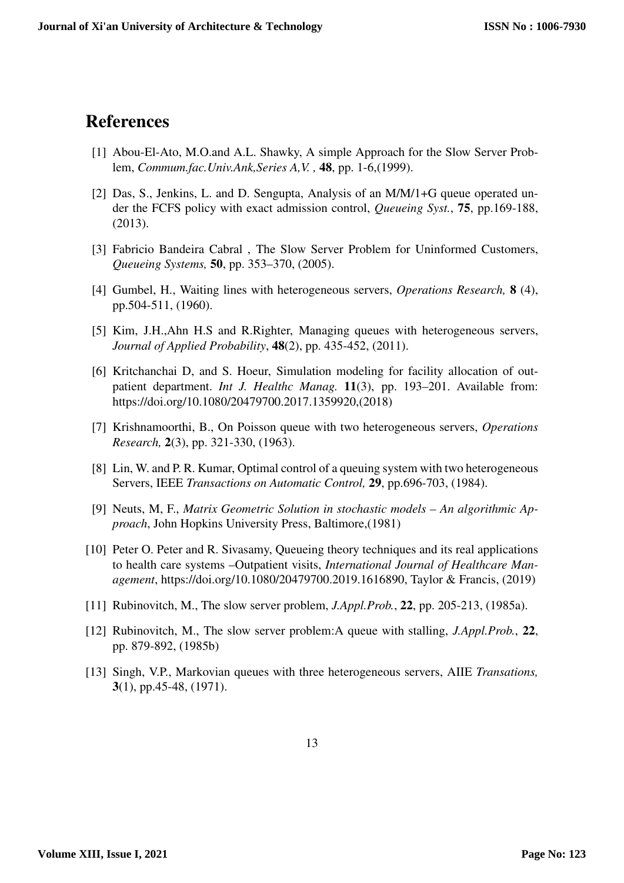## References

[1] Abou-El-Ato, M.O.and A.L. Shawky, A simple Approach for the Slow Server Problem, *Commum.fac.Univ.Ank,Series A,V. ,* **48**, pp. 1-6,(1999).

[2] Das, S., Jenkins, L. and D. Sengupta, Analysis of an M/M/1+G queue operated under the FCFS policy with exact admission control, *Queueing Syst.*, **75**, pp.169-188, (2013).

[3] Fabricio Bandeira Cabral , The Slow Server Problem for Uninformed Customers, *Queueing Systems,* **50**, pp. 353–370, (2005).

[4] Gumbel, H., Waiting lines with heterogeneous servers, *Operations Research,* **8** (4), pp.504-511, (1960).

[5] Kim, J.H.,Ahn H.S and R.Righter, Managing queues with heterogeneous servers, *Journal of Applied Probability*, **48**(2), pp. 435-452, (2011).

[6] Kritchanchai D, and S. Hoeur, Simulation modeling for facility allocation of outpatient department. *Int J. Healthc Manag.* **11**(3), pp. 193–201. Available from: https://doi.org/10.1080/20479700.2017.1359920,(2018)

[7] Krishnamoorthi, B., On Poisson queue with two heterogeneous servers, *Operations Research,* **2**(3), pp. 321-330, (1963).

[8] Lin, W. and P. R. Kumar, Optimal control of a queuing system with two heterogeneous Servers, IEEE *Transactions on Automatic Control,* **29**, pp.696-703, (1984).

[9] Neuts, M, F., *Matrix Geometric Solution in stochastic models – An algorithmic Approach*, John Hopkins University Press, Baltimore,(1981)

[10] Peter O. Peter and R. Sivasamy, Queueing theory techniques and its real applications to health care systems –Outpatient visits, *International Journal of Healthcare Management*, https://doi.org/10.1080/20479700.2019.1616890, Taylor & Francis, (2019)

[11] Rubinovitch, M., The slow server problem, *J.Appl.Prob.*, **22**, pp. 205-213, (1985a).

[12] Rubinovitch, M., The slow server problem:A queue with stalling, *J.Appl.Prob.*, **22**, pp. 879-892, (1985b)

[13] Singh, V.P., Markovian queues with three heterogeneous servers, AIIE *Transations,* **3**(1), pp.45-48, (1971).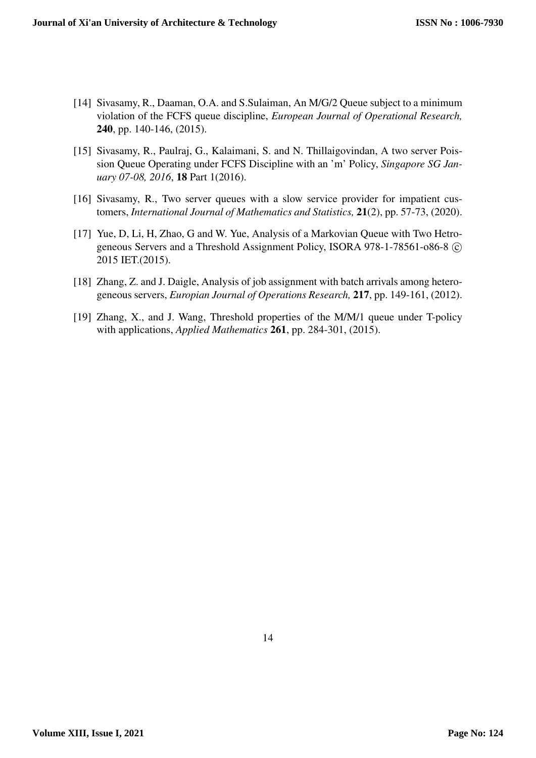[14] Sivasamy, R., Daaman, O.A. and S.Sulaiman, An M/G/2 Queue subject to a minimum violation of the FCFS queue discipline, *European Journal of Operational Research,* **240**, pp. 140-146, (2015).

[15] Sivasamy, R., Paulraj, G., Kalaimani, S. and N. Thillaigovindan, A two server Poission Queue Operating under FCFS Discipline with an 'm' Policy, *Singapore SG January 07-08, 2016*, **18** Part 1(2016).

[16] Sivasamy, R., Two server queues with a slow service provider for impatient customers, *International Journal of Mathematics and Statistics,* **21**(2), pp. 57-73, (2020).

[17] Yue, D, Li, H, Zhao, G and W. Yue, Analysis of a Markovian Queue with Two Hetrogeneous Servers and a Threshold Assignment Policy, ISORA 978-1-78561-o86-8 © 2015 IET.(2015).

[18] Zhang, Z. and J. Daigle, Analysis of job assignment with batch arrivals among heterogeneous servers, *Europian Journal of Operations Research,* **217**, pp. 149-161, (2012).

[19] Zhang, X., and J. Wang, Threshold properties of the M/M/1 queue under T-policy with applications, *Applied Mathematics* **261**, pp. 284-301, (2015).